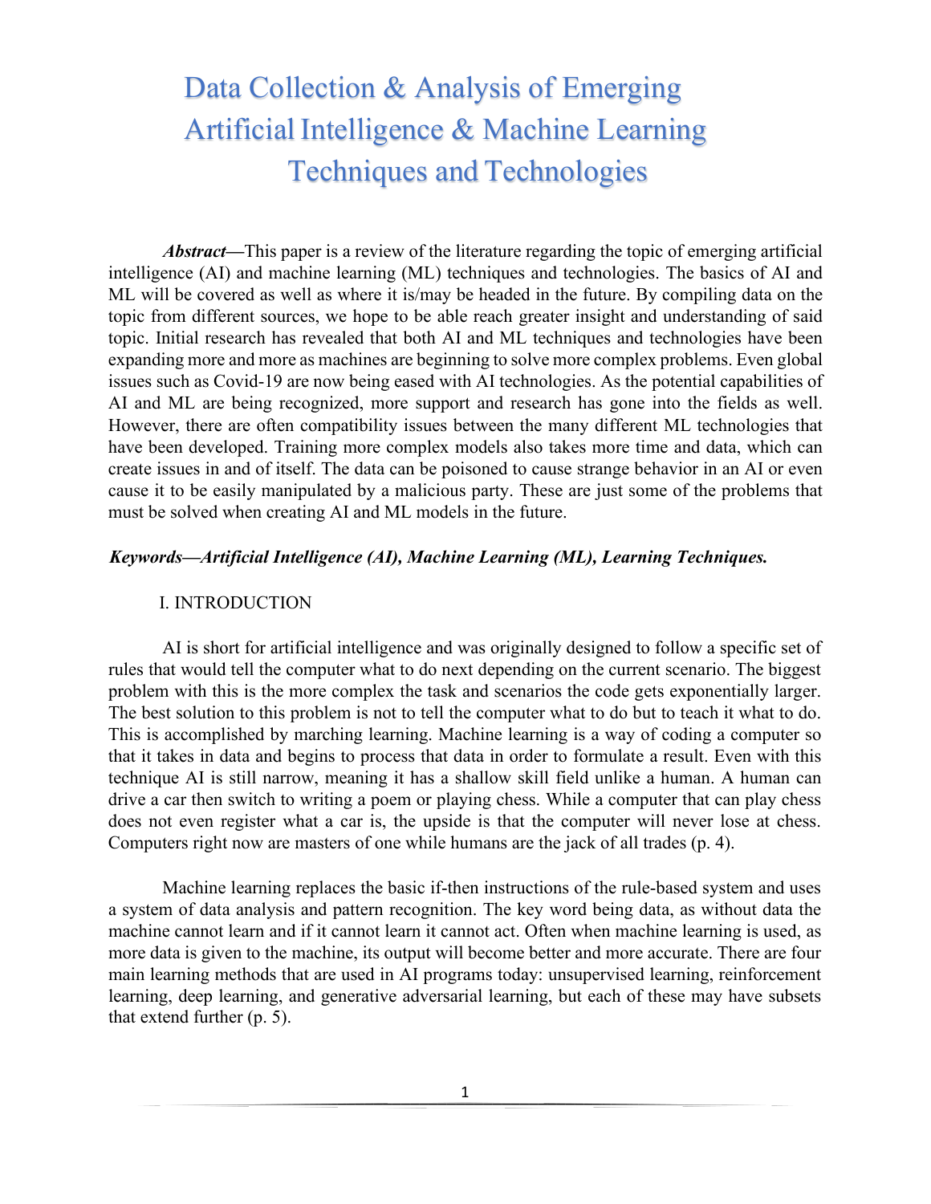# Data Collection & Analysis of Emerging Artificial Intelligence & Machine Learning Techniques and Technologies

***Abstract*****—**This paper is a review of the literature regarding the topic of emerging artificial intelligence (AI) and machine learning (ML) techniques and technologies. The basics of AI and ML will be covered as well as where it is/may be headed in the future. By compiling data on the topic from different sources, we hope to be able reach greater insight and understanding of said topic. Initial research has revealed that both AI and ML techniques and technologies have been expanding more and more as machines are beginning to solve more complex problems. Even global issues such as Covid-19 are now being eased with AI technologies. As the potential capabilities of AI and ML are being recognized, more support and research has gone into the fields as well. However, there are often compatibility issues between the many different ML technologies that have been developed. Training more complex models also takes more time and data, which can create issues in and of itself. The data can be poisoned to cause strange behavior in an AI or even cause it to be easily manipulated by a malicious party. These are just some of the problems that must be solved when creating AI and ML models in the future.

***Keywords—Artificial Intelligence (AI), Machine Learning (ML), Learning Techniques.***

## I. INTRODUCTION

AI is short for artificial intelligence and was originally designed to follow a specific set of rules that would tell the computer what to do next depending on the current scenario. The biggest problem with this is the more complex the task and scenarios the code gets exponentially larger. The best solution to this problem is not to tell the computer what to do but to teach it what to do. This is accomplished by marching learning. Machine learning is a way of coding a computer so that it takes in data and begins to process that data in order to formulate a result. Even with this technique AI is still narrow, meaning it has a shallow skill field unlike a human. A human can drive a car then switch to writing a poem or playing chess. While a computer that can play chess does not even register what a car is, the upside is that the computer will never lose at chess. Computers right now are masters of one while humans are the jack of all trades (p. 4).

Machine learning replaces the basic if-then instructions of the rule-based system and uses a system of data analysis and pattern recognition. The key word being data, as without data the machine cannot learn and if it cannot learn it cannot act. Often when machine learning is used, as more data is given to the machine, its output will become better and more accurate. There are four main learning methods that are used in AI programs today: unsupervised learning, reinforcement learning, deep learning, and generative adversarial learning, but each of these may have subsets that extend further (p. 5).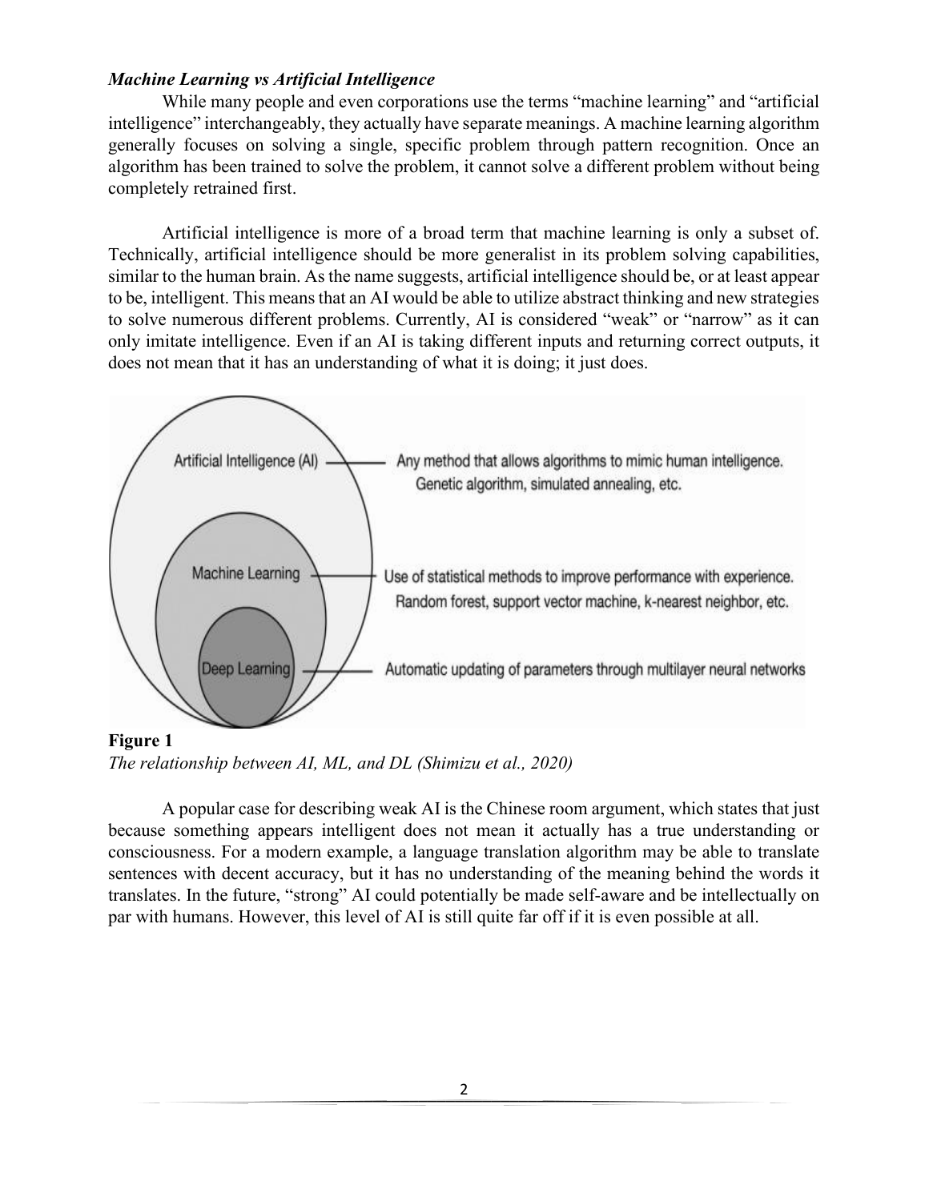***Machine Learning vs Artificial Intelligence***

While many people and even corporations use the terms "machine learning" and "artificial intelligence" interchangeably, they actually have separate meanings. A machine learning algorithm generally focuses on solving a single, specific problem through pattern recognition. Once an algorithm has been trained to solve the problem, it cannot solve a different problem without being completely retrained first.

Artificial intelligence is more of a broad term that machine learning is only a subset of. Technically, artificial intelligence should be more generalist in its problem solving capabilities, similar to the human brain. As the name suggests, artificial intelligence should be, or at least appear to be, intelligent. This means that an AI would be able to utilize abstract thinking and new strategies to solve numerous different problems. Currently, AI is considered "weak" or "narrow" as it can only imitate intelligence. Even if an AI is taking different inputs and returning correct outputs, it does not mean that it has an understanding of what it is doing; it just does.

Artificial Intelligence (AI) — Any method that allows algorithms to mimic human intelligence. Genetic algorithm, simulated annealing, etc.

Machine Learning — Use of statistical methods to improve performance with experience. Random forest, support vector machine, k-nearest neighbor, etc.

Deep Learning — Automatic updating of parameters through multilayer neural networks

**Figure 1**

*The relationship between AI, ML, and DL (Shimizu et al., 2020)*

A popular case for describing weak AI is the Chinese room argument, which states that just because something appears intelligent does not mean it actually has a true understanding or consciousness. For a modern example, a language translation algorithm may be able to translate sentences with decent accuracy, but it has no understanding of the meaning behind the words it translates. In the future, "strong" AI could potentially be made self-aware and be intellectually on par with humans. However, this level of AI is still quite far off if it is even possible at all.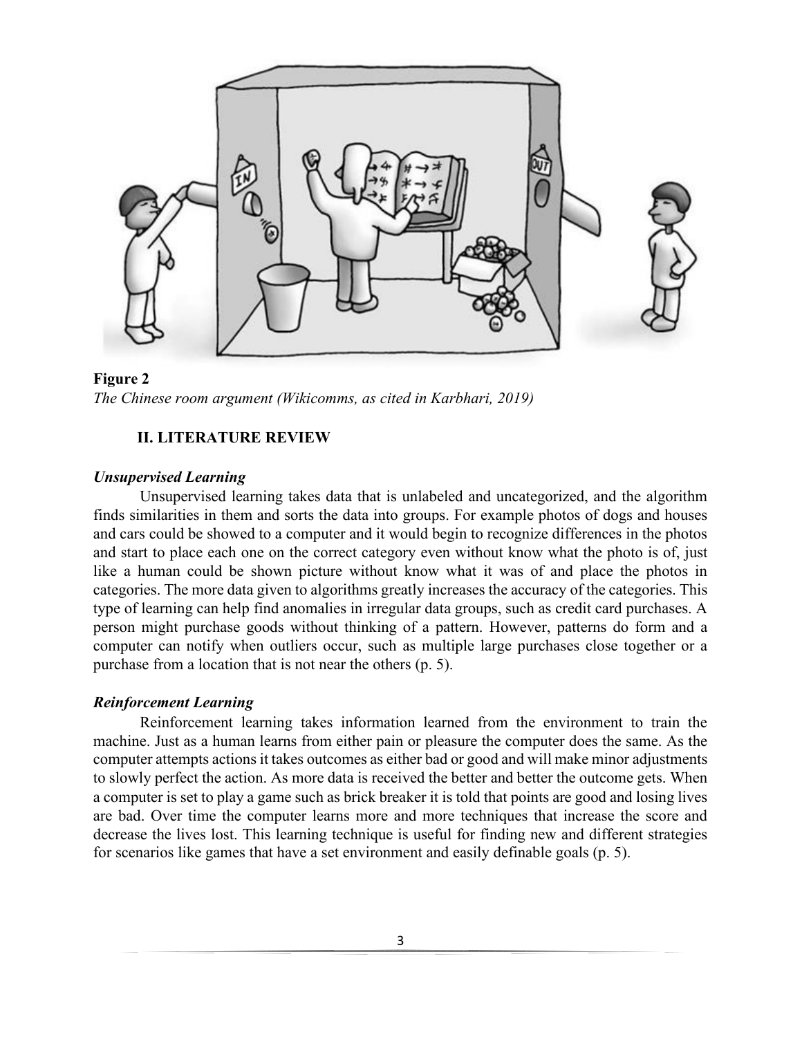**Figure 2**
*The Chinese room argument (Wikicomms, as cited in Karbhari, 2019)*

## II. LITERATURE REVIEW

### *Unsupervised Learning*

Unsupervised learning takes data that is unlabeled and uncategorized, and the algorithm finds similarities in them and sorts the data into groups. For example photos of dogs and houses and cars could be showed to a computer and it would begin to recognize differences in the photos and start to place each one on the correct category even without know what the photo is of, just like a human could be shown picture without know what it was of and place the photos in categories. The more data given to algorithms greatly increases the accuracy of the categories. This type of learning can help find anomalies in irregular data groups, such as credit card purchases. A person might purchase goods without thinking of a pattern. However, patterns do form and a computer can notify when outliers occur, such as multiple large purchases close together or a purchase from a location that is not near the others (p. 5).

### *Reinforcement Learning*

Reinforcement learning takes information learned from the environment to train the machine. Just as a human learns from either pain or pleasure the computer does the same. As the computer attempts actions it takes outcomes as either bad or good and will make minor adjustments to slowly perfect the action. As more data is received the better and better the outcome gets. When a computer is set to play a game such as brick breaker it is told that points are good and losing lives are bad. Over time the computer learns more and more techniques that increase the score and decrease the lives lost. This learning technique is useful for finding new and different strategies for scenarios like games that have a set environment and easily definable goals (p. 5).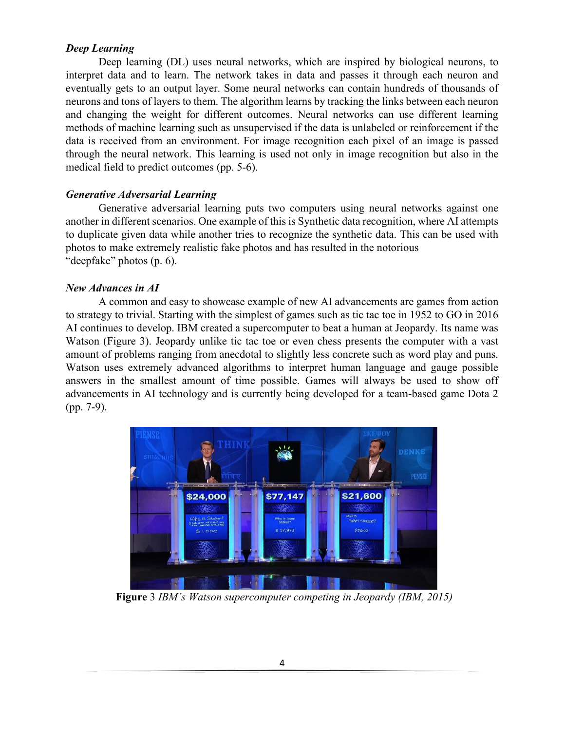***Deep Learning***

Deep learning (DL) uses neural networks, which are inspired by biological neurons, to interpret data and to learn. The network takes in data and passes it through each neuron and eventually gets to an output layer. Some neural networks can contain hundreds of thousands of neurons and tons of layers to them. The algorithm learns by tracking the links between each neuron and changing the weight for different outcomes. Neural networks can use different learning methods of machine learning such as unsupervised if the data is unlabeled or reinforcement if the data is received from an environment. For image recognition each pixel of an image is passed through the neural network. This learning is used not only in image recognition but also in the medical field to predict outcomes (pp. 5-6).

***Generative Adversarial Learning***

Generative adversarial learning puts two computers using neural networks against one another in different scenarios. One example of this is Synthetic data recognition, where AI attempts to duplicate given data while another tries to recognize the synthetic data. This can be used with photos to make extremely realistic fake photos and has resulted in the notorious "deepfake" photos (p. 6).

***New Advances in AI***

A common and easy to showcase example of new AI advancements are games from action to strategy to trivial. Starting with the simplest of games such as tic tac toe in 1952 to GO in 2016 AI continues to develop. IBM created a supercomputer to beat a human at Jeopardy. Its name was Watson (Figure 3). Jeopardy unlike tic tac toe or even chess presents the computer with a vast amount of problems ranging from anecdotal to slightly less concrete such as word play and puns. Watson uses extremely advanced algorithms to interpret human language and gauge possible answers in the smallest amount of time possible. Games will always be used to show off advancements in AI technology and is currently being developed for a team-based game Dota 2 (pp. 7-9).

**Figure** 3 *IBM's Watson supercomputer competing in Jeopardy (IBM, 2015)*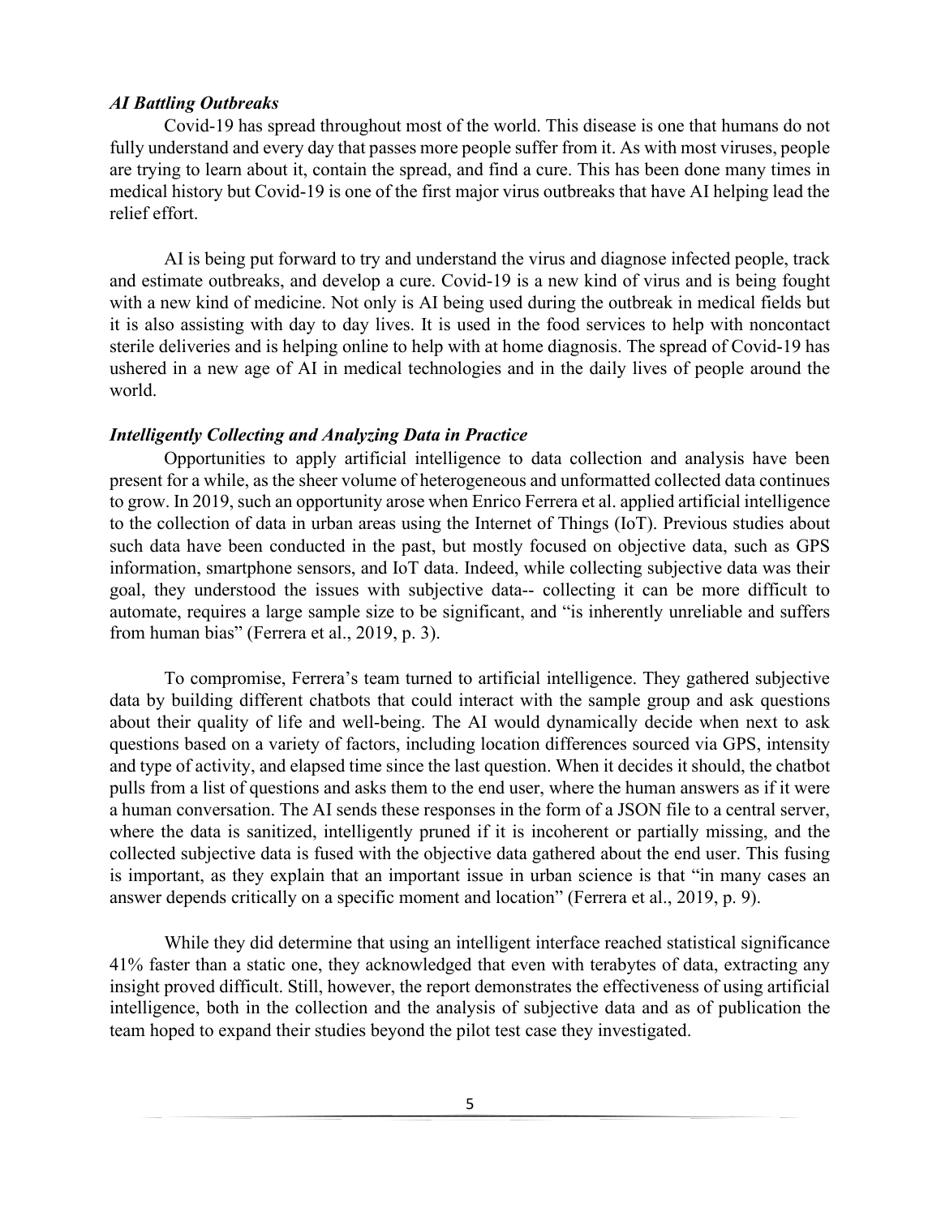### *AI Battling Outbreaks*

Covid-19 has spread throughout most of the world. This disease is one that humans do not fully understand and every day that passes more people suffer from it. As with most viruses, people are trying to learn about it, contain the spread, and find a cure. This has been done many times in medical history but Covid-19 is one of the first major virus outbreaks that have AI helping lead the relief effort.

AI is being put forward to try and understand the virus and diagnose infected people, track and estimate outbreaks, and develop a cure. Covid-19 is a new kind of virus and is being fought with a new kind of medicine. Not only is AI being used during the outbreak in medical fields but it is also assisting with day to day lives. It is used in the food services to help with noncontact sterile deliveries and is helping online to help with at home diagnosis. The spread of Covid-19 has ushered in a new age of AI in medical technologies and in the daily lives of people around the world.

### *Intelligently Collecting and Analyzing Data in Practice*

Opportunities to apply artificial intelligence to data collection and analysis have been present for a while, as the sheer volume of heterogeneous and unformatted collected data continues to grow. In 2019, such an opportunity arose when Enrico Ferrera et al. applied artificial intelligence to the collection of data in urban areas using the Internet of Things (IoT). Previous studies about such data have been conducted in the past, but mostly focused on objective data, such as GPS information, smartphone sensors, and IoT data. Indeed, while collecting subjective data was their goal, they understood the issues with subjective data-- collecting it can be more difficult to automate, requires a large sample size to be significant, and "is inherently unreliable and suffers from human bias" (Ferrera et al., 2019, p. 3).

To compromise, Ferrera's team turned to artificial intelligence. They gathered subjective data by building different chatbots that could interact with the sample group and ask questions about their quality of life and well-being. The AI would dynamically decide when next to ask questions based on a variety of factors, including location differences sourced via GPS, intensity and type of activity, and elapsed time since the last question. When it decides it should, the chatbot pulls from a list of questions and asks them to the end user, where the human answers as if it were a human conversation. The AI sends these responses in the form of a JSON file to a central server, where the data is sanitized, intelligently pruned if it is incoherent or partially missing, and the collected subjective data is fused with the objective data gathered about the end user. This fusing is important, as they explain that an important issue in urban science is that "in many cases an answer depends critically on a specific moment and location" (Ferrera et al., 2019, p. 9).

While they did determine that using an intelligent interface reached statistical significance 41% faster than a static one, they acknowledged that even with terabytes of data, extracting any insight proved difficult. Still, however, the report demonstrates the effectiveness of using artificial intelligence, both in the collection and the analysis of subjective data and as of publication the team hoped to expand their studies beyond the pilot test case they investigated.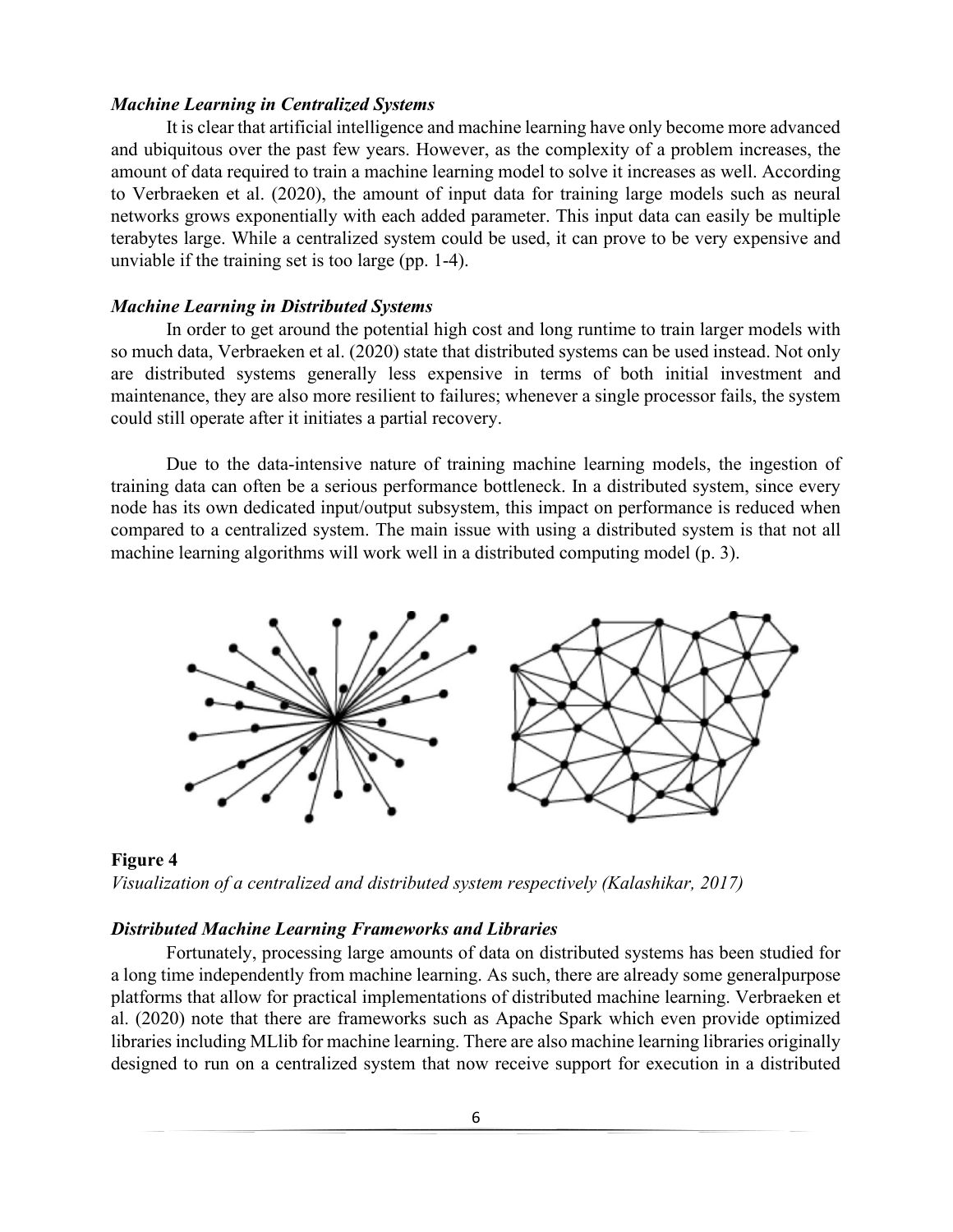### *Machine Learning in Centralized Systems*

It is clear that artificial intelligence and machine learning have only become more advanced and ubiquitous over the past few years. However, as the complexity of a problem increases, the amount of data required to train a machine learning model to solve it increases as well. According to Verbraeken et al. (2020), the amount of input data for training large models such as neural networks grows exponentially with each added parameter. This input data can easily be multiple terabytes large. While a centralized system could be used, it can prove to be very expensive and unviable if the training set is too large (pp. 1-4).

### *Machine Learning in Distributed Systems*

In order to get around the potential high cost and long runtime to train larger models with so much data, Verbraeken et al. (2020) state that distributed systems can be used instead. Not only are distributed systems generally less expensive in terms of both initial investment and maintenance, they are also more resilient to failures; whenever a single processor fails, the system could still operate after it initiates a partial recovery.

Due to the data-intensive nature of training machine learning models, the ingestion of training data can often be a serious performance bottleneck. In a distributed system, since every node has its own dedicated input/output subsystem, this impact on performance is reduced when compared to a centralized system. The main issue with using a distributed system is that not all machine learning algorithms will work well in a distributed computing model (p. 3).

**Figure 4**

*Visualization of a centralized and distributed system respectively (Kalashikar, 2017)*

### *Distributed Machine Learning Frameworks and Libraries*

Fortunately, processing large amounts of data on distributed systems has been studied for a long time independently from machine learning. As such, there are already some generalpurpose platforms that allow for practical implementations of distributed machine learning. Verbraeken et al. (2020) note that there are frameworks such as Apache Spark which even provide optimized libraries including MLlib for machine learning. There are also machine learning libraries originally designed to run on a centralized system that now receive support for execution in a distributed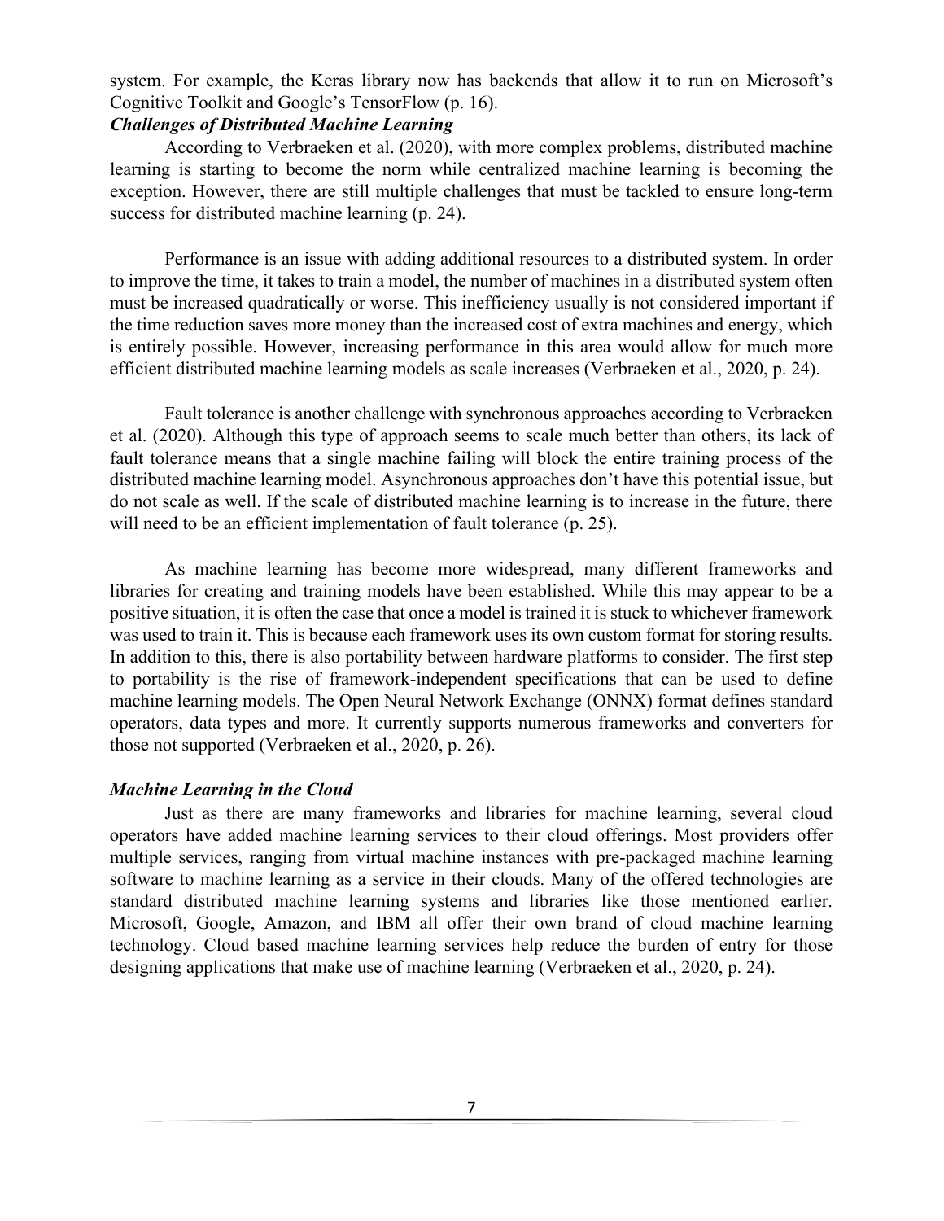system. For example, the Keras library now has backends that allow it to run on Microsoft's Cognitive Toolkit and Google's TensorFlow (p. 16).

### *Challenges of Distributed Machine Learning*

According to Verbraeken et al. (2020), with more complex problems, distributed machine learning is starting to become the norm while centralized machine learning is becoming the exception. However, there are still multiple challenges that must be tackled to ensure long-term success for distributed machine learning (p. 24).

Performance is an issue with adding additional resources to a distributed system. In order to improve the time, it takes to train a model, the number of machines in a distributed system often must be increased quadratically or worse. This inefficiency usually is not considered important if the time reduction saves more money than the increased cost of extra machines and energy, which is entirely possible. However, increasing performance in this area would allow for much more efficient distributed machine learning models as scale increases (Verbraeken et al., 2020, p. 24).

Fault tolerance is another challenge with synchronous approaches according to Verbraeken et al. (2020). Although this type of approach seems to scale much better than others, its lack of fault tolerance means that a single machine failing will block the entire training process of the distributed machine learning model. Asynchronous approaches don't have this potential issue, but do not scale as well. If the scale of distributed machine learning is to increase in the future, there will need to be an efficient implementation of fault tolerance (p. 25).

As machine learning has become more widespread, many different frameworks and libraries for creating and training models have been established. While this may appear to be a positive situation, it is often the case that once a model is trained it is stuck to whichever framework was used to train it. This is because each framework uses its own custom format for storing results. In addition to this, there is also portability between hardware platforms to consider. The first step to portability is the rise of framework-independent specifications that can be used to define machine learning models. The Open Neural Network Exchange (ONNX) format defines standard operators, data types and more. It currently supports numerous frameworks and converters for those not supported (Verbraeken et al., 2020, p. 26).

### *Machine Learning in the Cloud*

Just as there are many frameworks and libraries for machine learning, several cloud operators have added machine learning services to their cloud offerings. Most providers offer multiple services, ranging from virtual machine instances with pre-packaged machine learning software to machine learning as a service in their clouds. Many of the offered technologies are standard distributed machine learning systems and libraries like those mentioned earlier. Microsoft, Google, Amazon, and IBM all offer their own brand of cloud machine learning technology. Cloud based machine learning services help reduce the burden of entry for those designing applications that make use of machine learning (Verbraeken et al., 2020, p. 24).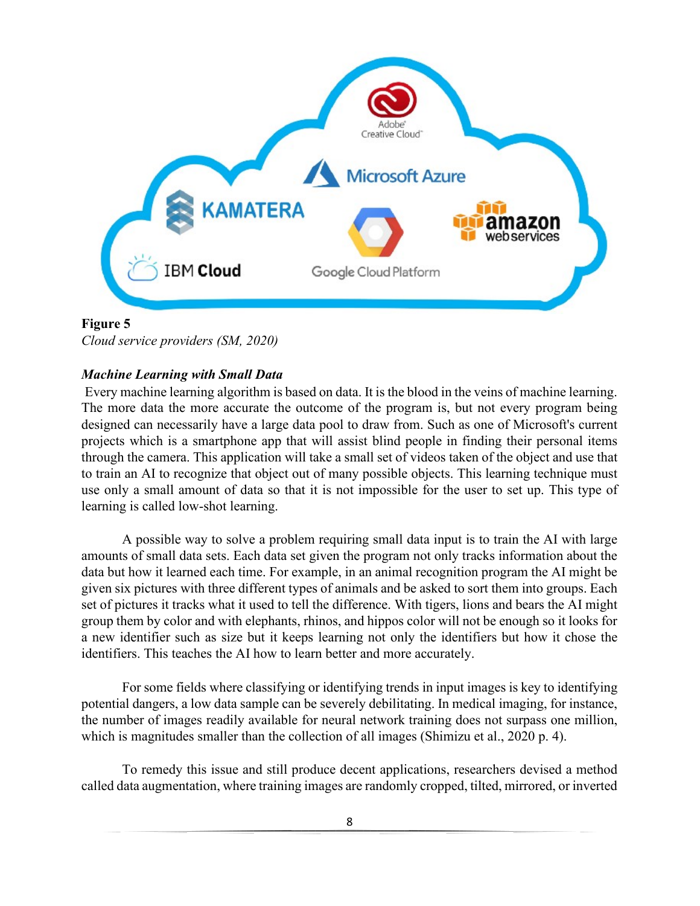**Figure 5**
*Cloud service providers (SM, 2020)*

***Machine Learning with Small Data***

Every machine learning algorithm is based on data. It is the blood in the veins of machine learning. The more data the more accurate the outcome of the program is, but not every program being designed can necessarily have a large data pool to draw from. Such as one of Microsoft's current projects which is a smartphone app that will assist blind people in finding their personal items through the camera. This application will take a small set of videos taken of the object and use that to train an AI to recognize that object out of many possible objects. This learning technique must use only a small amount of data so that it is not impossible for the user to set up. This type of learning is called low-shot learning.

A possible way to solve a problem requiring small data input is to train the AI with large amounts of small data sets. Each data set given the program not only tracks information about the data but how it learned each time. For example, in an animal recognition program the AI might be given six pictures with three different types of animals and be asked to sort them into groups. Each set of pictures it tracks what it used to tell the difference. With tigers, lions and bears the AI might group them by color and with elephants, rhinos, and hippos color will not be enough so it looks for a new identifier such as size but it keeps learning not only the identifiers but how it chose the identifiers. This teaches the AI how to learn better and more accurately.

For some fields where classifying or identifying trends in input images is key to identifying potential dangers, a low data sample can be severely debilitating. In medical imaging, for instance, the number of images readily available for neural network training does not surpass one million, which is magnitudes smaller than the collection of all images (Shimizu et al., 2020 p. 4).

To remedy this issue and still produce decent applications, researchers devised a method called data augmentation, where training images are randomly cropped, tilted, mirrored, or inverted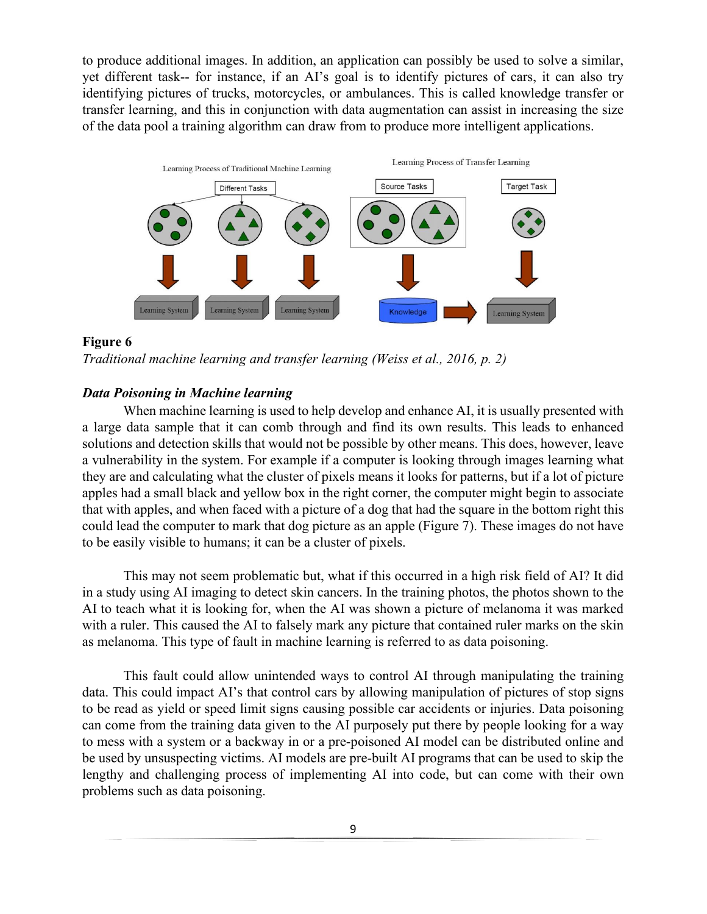to produce additional images. In addition, an application can possibly be used to solve a similar, yet different task-- for instance, if an AI's goal is to identify pictures of cars, it can also try identifying pictures of trucks, motorcycles, or ambulances. This is called knowledge transfer or transfer learning, and this in conjunction with data augmentation can assist in increasing the size of the data pool a training algorithm can draw from to produce more intelligent applications.

**Figure 6**

*Traditional machine learning and transfer learning (Weiss et al., 2016, p. 2)*

***Data Poisoning in Machine learning***

When machine learning is used to help develop and enhance AI, it is usually presented with a large data sample that it can comb through and find its own results. This leads to enhanced solutions and detection skills that would not be possible by other means. This does, however, leave a vulnerability in the system. For example if a computer is looking through images learning what they are and calculating what the cluster of pixels means it looks for patterns, but if a lot of picture apples had a small black and yellow box in the right corner, the computer might begin to associate that with apples, and when faced with a picture of a dog that had the square in the bottom right this could lead the computer to mark that dog picture as an apple (Figure 7). These images do not have to be easily visible to humans; it can be a cluster of pixels.

This may not seem problematic but, what if this occurred in a high risk field of AI? It did in a study using AI imaging to detect skin cancers. In the training photos, the photos shown to the AI to teach what it is looking for, when the AI was shown a picture of melanoma it was marked with a ruler. This caused the AI to falsely mark any picture that contained ruler marks on the skin as melanoma. This type of fault in machine learning is referred to as data poisoning.

This fault could allow unintended ways to control AI through manipulating the training data. This could impact AI's that control cars by allowing manipulation of pictures of stop signs to be read as yield or speed limit signs causing possible car accidents or injuries. Data poisoning can come from the training data given to the AI purposely put there by people looking for a way to mess with a system or a backway in or a pre-poisoned AI model can be distributed online and be used by unsuspecting victims. AI models are pre-built AI programs that can be used to skip the lengthy and challenging process of implementing AI into code, but can come with their own problems such as data poisoning.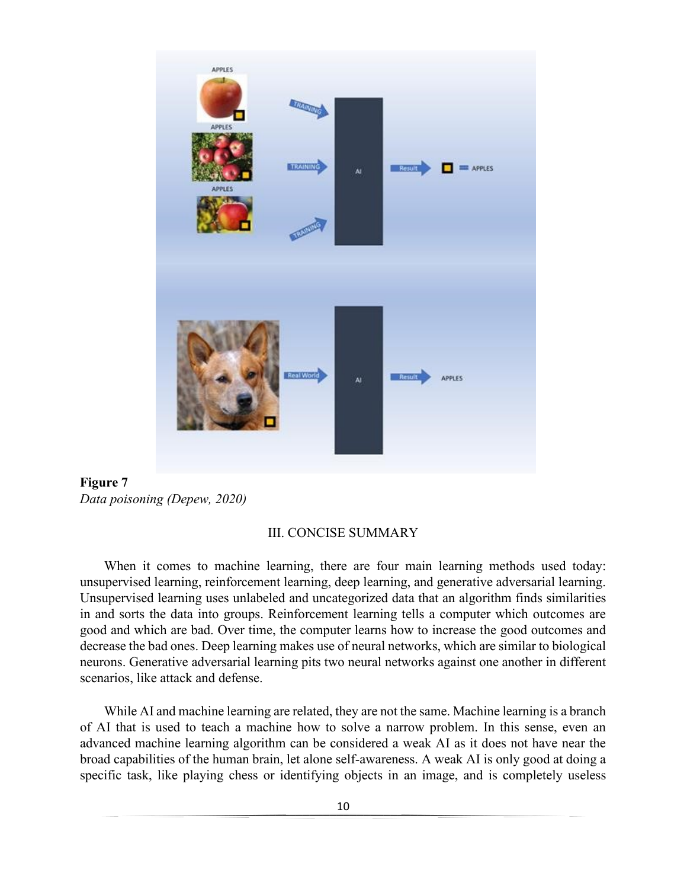**Figure 7**
*Data poisoning (Depew, 2020)*

## III. CONCISE SUMMARY

When it comes to machine learning, there are four main learning methods used today: unsupervised learning, reinforcement learning, deep learning, and generative adversarial learning. Unsupervised learning uses unlabeled and uncategorized data that an algorithm finds similarities in and sorts the data into groups. Reinforcement learning tells a computer which outcomes are good and which are bad. Over time, the computer learns how to increase the good outcomes and decrease the bad ones. Deep learning makes use of neural networks, which are similar to biological neurons. Generative adversarial learning pits two neural networks against one another in different scenarios, like attack and defense.

While AI and machine learning are related, they are not the same. Machine learning is a branch of AI that is used to teach a machine how to solve a narrow problem. In this sense, even an advanced machine learning algorithm can be considered a weak AI as it does not have near the broad capabilities of the human brain, let alone self-awareness. A weak AI is only good at doing a specific task, like playing chess or identifying objects in an image, and is completely useless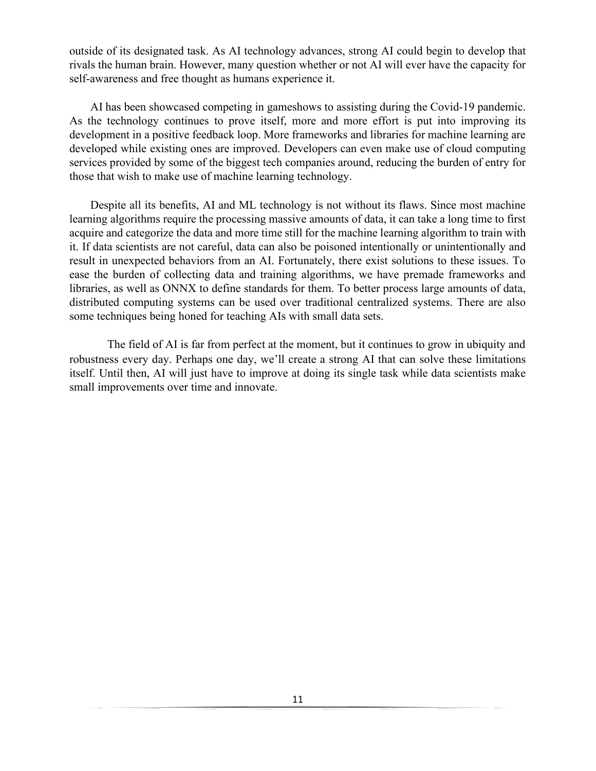outside of its designated task. As AI technology advances, strong AI could begin to develop that rivals the human brain. However, many question whether or not AI will ever have the capacity for self-awareness and free thought as humans experience it.

AI has been showcased competing in gameshows to assisting during the Covid-19 pandemic. As the technology continues to prove itself, more and more effort is put into improving its development in a positive feedback loop. More frameworks and libraries for machine learning are developed while existing ones are improved. Developers can even make use of cloud computing services provided by some of the biggest tech companies around, reducing the burden of entry for those that wish to make use of machine learning technology.

Despite all its benefits, AI and ML technology is not without its flaws. Since most machine learning algorithms require the processing massive amounts of data, it can take a long time to first acquire and categorize the data and more time still for the machine learning algorithm to train with it. If data scientists are not careful, data can also be poisoned intentionally or unintentionally and result in unexpected behaviors from an AI. Fortunately, there exist solutions to these issues. To ease the burden of collecting data and training algorithms, we have premade frameworks and libraries, as well as ONNX to define standards for them. To better process large amounts of data, distributed computing systems can be used over traditional centralized systems. There are also some techniques being honed for teaching AIs with small data sets.

The field of AI is far from perfect at the moment, but it continues to grow in ubiquity and robustness every day. Perhaps one day, we'll create a strong AI that can solve these limitations itself. Until then, AI will just have to improve at doing its single task while data scientists make small improvements over time and innovate.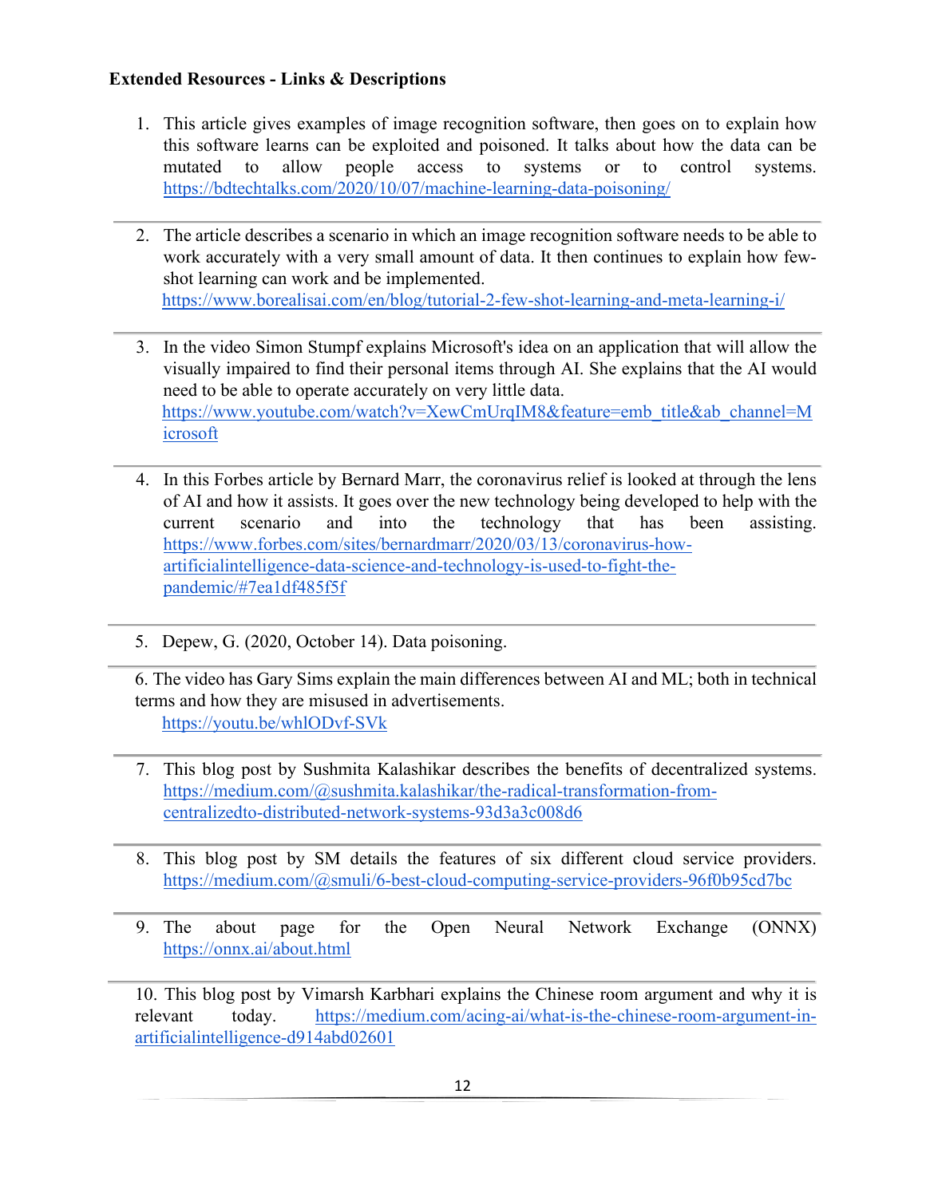**Extended Resources - Links & Descriptions**

1. This article gives examples of image recognition software, then goes on to explain how this software learns can be exploited and poisoned. It talks about how the data can be mutated to allow people access to systems or to control systems. https://bdtechtalks.com/2020/10/07/machine-learning-data-poisoning/

---

2. The article describes a scenario in which an image recognition software needs to be able to work accurately with a very small amount of data. It then continues to explain how few-shot learning can work and be implemented. https://www.borealisai.com/en/blog/tutorial-2-few-shot-learning-and-meta-learning-i/

---

3. In the video Simon Stumpf explains Microsoft's idea on an application that will allow the visually impaired to find their personal items through AI. She explains that the AI would need to be able to operate accurately on very little data. https://www.youtube.com/watch?v=XewCmUrqIM8&feature=emb_title&ab_channel=Microsoft

---

4. In this Forbes article by Bernard Marr, the coronavirus relief is looked at through the lens of AI and how it assists. It goes over the new technology being developed to help with the current scenario and into the technology that has been assisting. https://www.forbes.com/sites/bernardmarr/2020/03/13/coronavirus-how-artificialintelligence-data-science-and-technology-is-used-to-fight-the-pandemic/#7ea1df485f5f

---

5. Depew, G. (2020, October 14). Data poisoning.

---

6. The video has Gary Sims explain the main differences between AI and ML; both in technical terms and how they are misused in advertisements. https://youtu.be/whlODvf-SVk

---

7. This blog post by Sushmita Kalashikar describes the benefits of decentralized systems. https://medium.com/@sushmita.kalashikar/the-radical-transformation-from-centralizedto-distributed-network-systems-93d3a3c008d6

---

8. This blog post by SM details the features of six different cloud service providers. https://medium.com/@smuli/6-best-cloud-computing-service-providers-96f0b95cd7bc

---

9. The about page for the Open Neural Network Exchange (ONNX) https://onnx.ai/about.html

---

10. This blog post by Vimarsh Karbhari explains the Chinese room argument and why it is relevant today. https://medium.com/acing-ai/what-is-the-chinese-room-argument-in-artificialintelligence-d914abd02601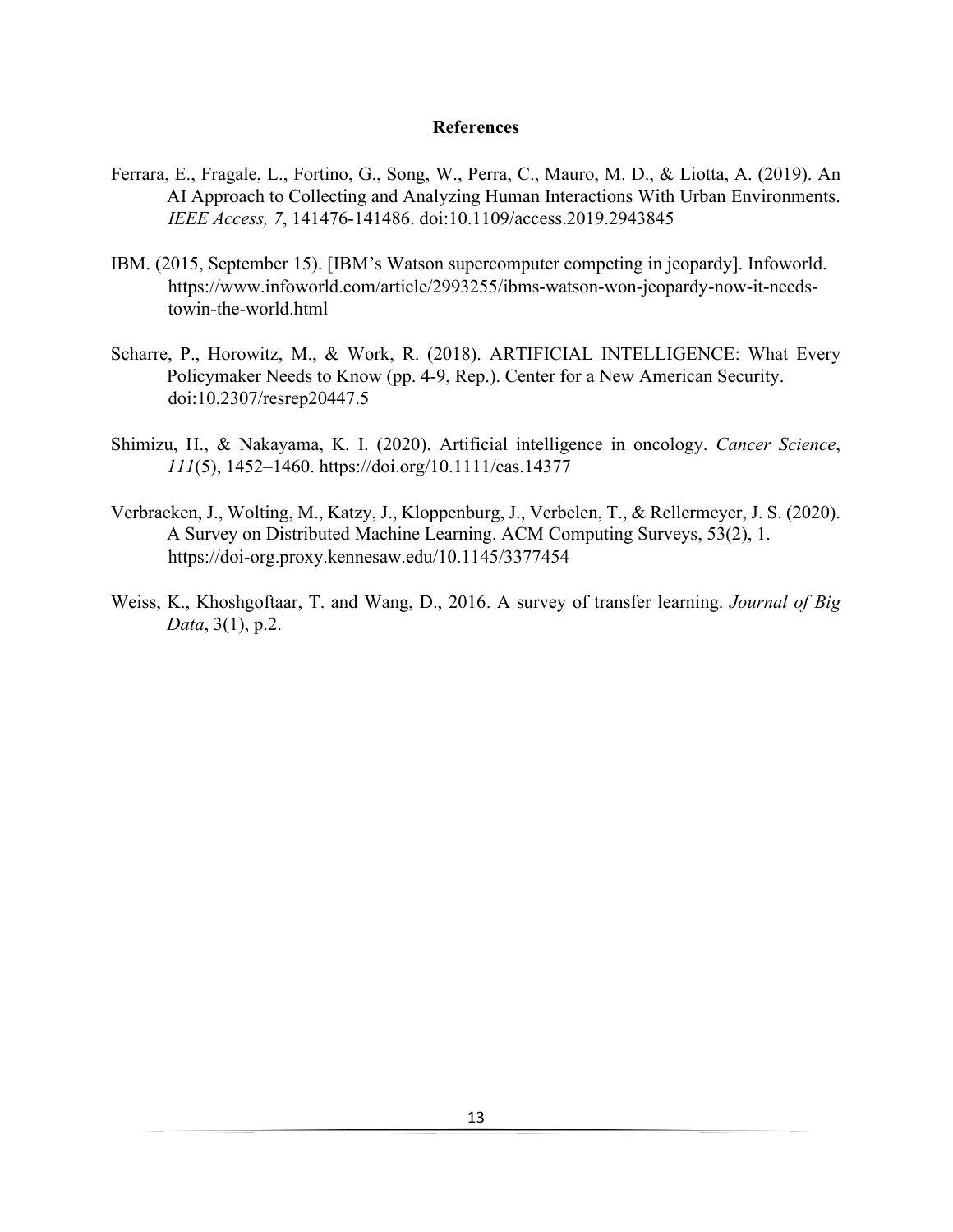# References

Ferrara, E., Fragale, L., Fortino, G., Song, W., Perra, C., Mauro, M. D., & Liotta, A. (2019). An AI Approach to Collecting and Analyzing Human Interactions With Urban Environments. *IEEE Access, 7*, 141476-141486. doi:10.1109/access.2019.2943845

IBM. (2015, September 15). [IBM's Watson supercomputer competing in jeopardy]. Infoworld. https://www.infoworld.com/article/2993255/ibms-watson-won-jeopardy-now-it-needs-towin-the-world.html

Scharre, P., Horowitz, M., & Work, R. (2018). ARTIFICIAL INTELLIGENCE: What Every Policymaker Needs to Know (pp. 4-9, Rep.). Center for a New American Security. doi:10.2307/resrep20447.5

Shimizu, H., & Nakayama, K. I. (2020). Artificial intelligence in oncology. *Cancer Science*, *111*(5), 1452–1460. https://doi.org/10.1111/cas.14377

Verbraeken, J., Wolting, M., Katzy, J., Kloppenburg, J., Verbelen, T., & Rellermeyer, J. S. (2020). A Survey on Distributed Machine Learning. ACM Computing Surveys, 53(2), 1. https://doi-org.proxy.kennesaw.edu/10.1145/3377454

Weiss, K., Khoshgoftaar, T. and Wang, D., 2016. A survey of transfer learning. *Journal of Big Data*, 3(1), p.2.